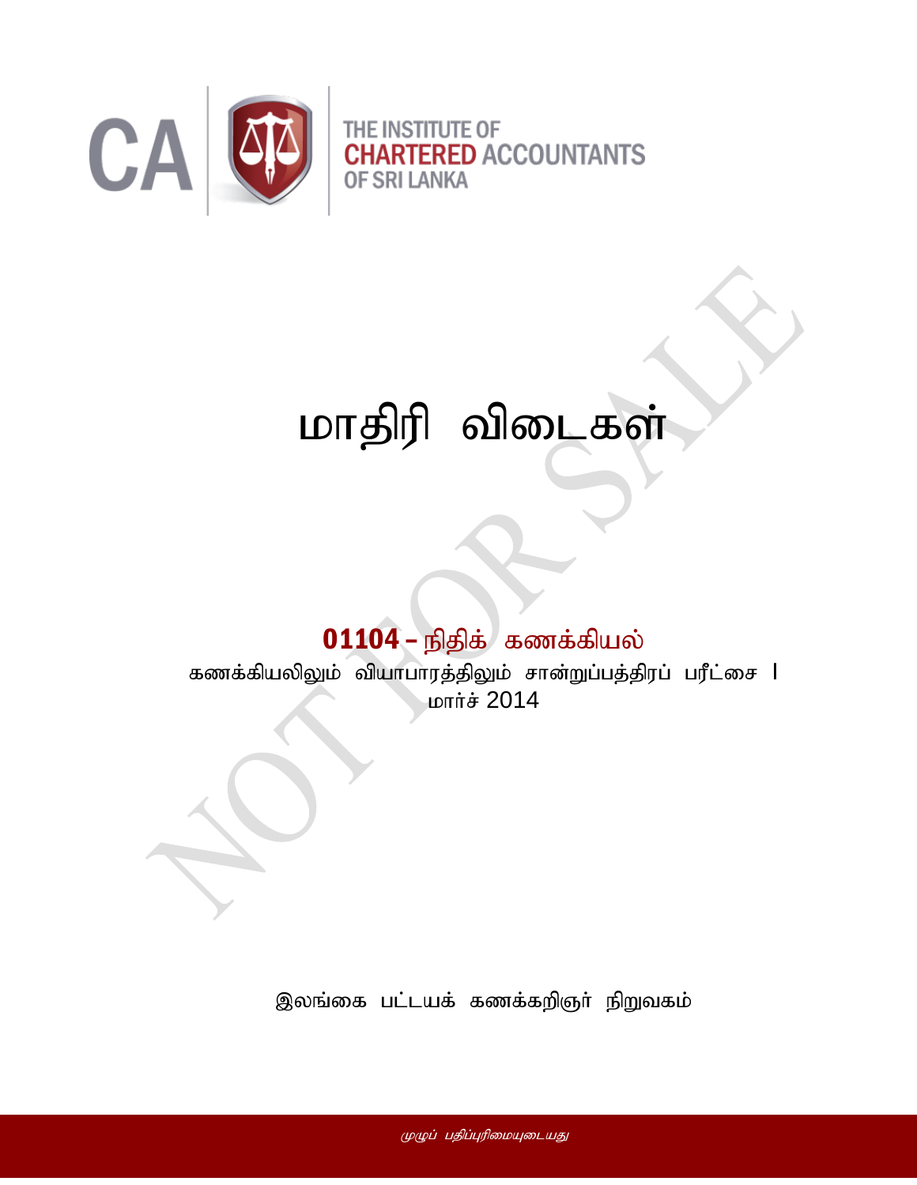THE INSTITUTE OF CHARTERED ACCOUNTANTS OF SRI LANKA

# மாதிரி விடைகள்

## 01104 – நிதிக் கணக்கியல்

கணக்கியலிலும் வியாபாரத்திலும் சான்றுப்பத்திரப் பரீட்சை I

மார்ச் 2014

இலங்கை பட்டயக் கணக்கறிஞர் நிறுவகம்

*முழுப் பதிப்புரிமையுடையது*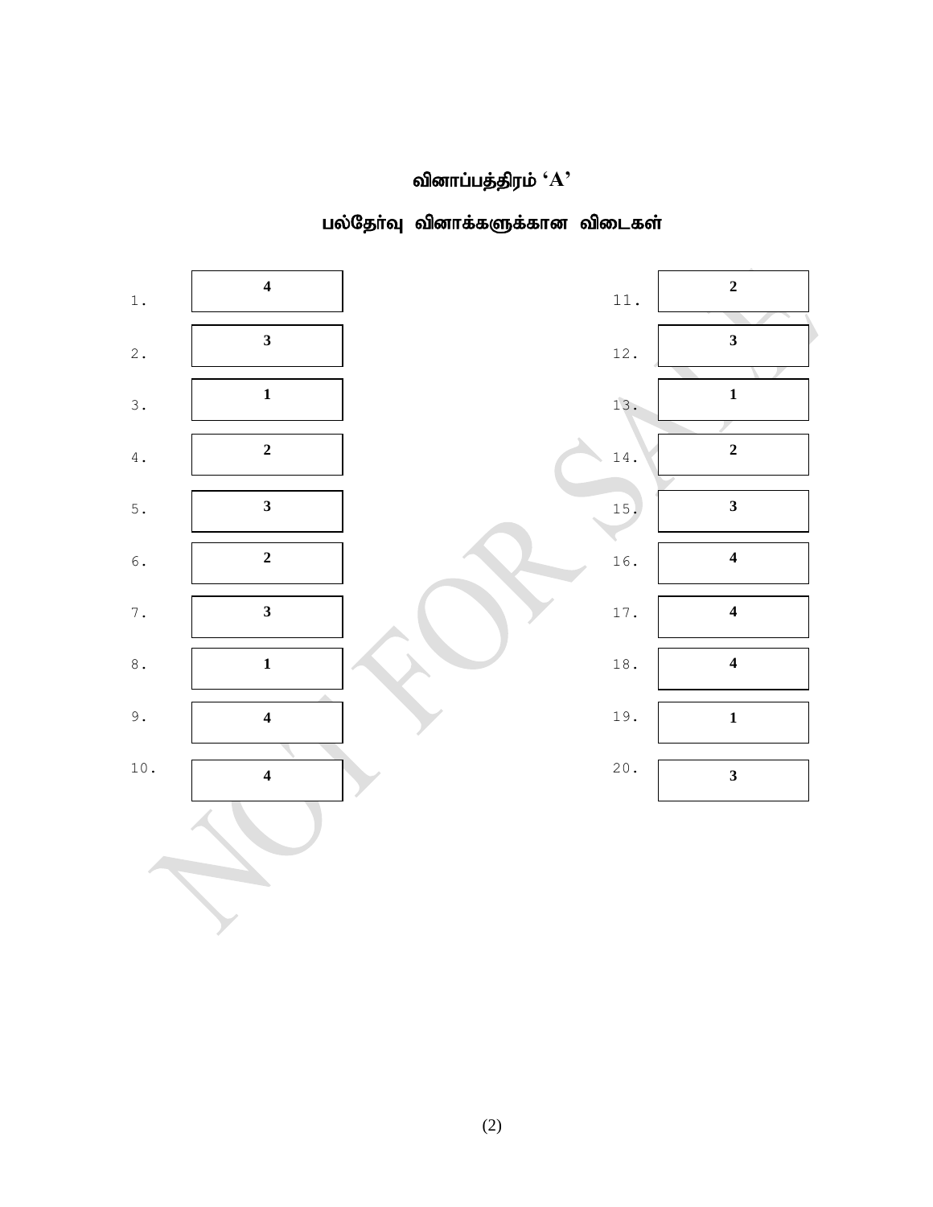## வினாப்பத்திரம் ‘A’

### பல்தேர்வு வினாக்களுக்கான விடைகள்

| வினா | விடை | வினா | விடை |
|---|---|---|---|
| 1. | 4 | 11. | 2 |
| 2. | 3 | 12. | 3 |
| 3. | 1 | 13. | 1 |
| 4. | 2 | 14. | 2 |
| 5. | 3 | 15. | 3 |
| 6. | 2 | 16. | 4 |
| 7. | 3 | 17. | 4 |
| 8. | 1 | 18. | 4 |
| 9. | 4 | 19. | 1 |
| 10. | 4 | 20. | 3 |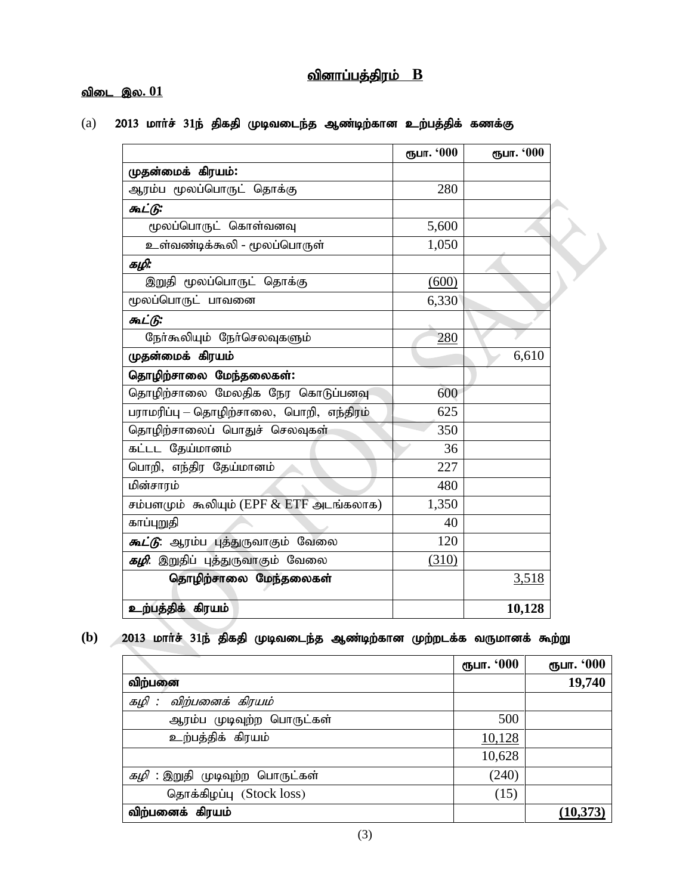## <u>வினாப்பத்திரம் B</u>

<u>விடை இல. 01</u>

(a) **2013 மார்ச் 31ந் திகதி முடிவடைந்த ஆண்டிற்கான உற்பத்திக் கணக்கு**

| | ரூபா. '000 | ரூபா. '000 |
|---|---|---|
| **முதன்மைக் கிரயம்:** | | |
| ஆரம்ப மூலப்பொருட் தொக்கு | 280 | |
| ***கூட்டு:*** | | |
| மூலப்பொருட் கொள்வனவு | 5,600 | |
| உள்வண்டிக்கூலி - மூலப்பொருள் | 1,050 | |
| ***கழி:*** | | |
| இறுதி மூலப்பொருட் தொக்கு | (600) | |
| மூலப்பொருட் பாவனை | 6,330 | |
| ***கூட்டு:*** | | |
| நேர்கூலியும் நேர்செலவுகளும் | 280 | |
| **முதன்மைக் கிரயம்** | | 6,610 |
| **தொழிற்சாலை மேந்தலைகள்:** | | |
| தொழிற்சாலை மேலதிக நேர கொடுப்பனவு | 600 | |
| பராமரிப்பு – தொழிற்சாலை, பொறி, எந்திரம் | 625 | |
| தொழிற்சாலைப் பொதுச் செலவுகள் | 350 | |
| கட்டட தேய்மானம் | 36 | |
| பொறி, எந்திர தேய்மானம் | 227 | |
| மின்சாரம் | 480 | |
| சம்பளமும் கூலியும் (EPF & ETF அடங்கலாக) | 1,350 | |
| காப்புறுதி | 40 | |
| ***கூட்டு:*** ஆரம்ப புத்துருவாகும் வேலை | 120 | |
| ***கழி:*** இறுதிப் புத்துருவாகும் வேலை | (310) | |
| **தொழிற்சாலை மேந்தலைகள்** | | 3,518 |
| **உற்பத்திக் கிரயம்** | | **10,128** |

**(b)** **2013 மார்ச் 31ந் திகதி முடிவடைந்த ஆண்டிற்கான முற்றடக்க வருமானக் கூற்று**

| | ரூபா. '000 | ரூபா. '000 |
|---|---|---|
| **விற்பனை** | | **19,740** |
| *கழி : விற்பனைக் கிரயம்* | | |
| ஆரம்ப முடிவுற்ற பொருட்கள் | 500 | |
| உற்பத்திக் கிரயம் | 10,128 | |
| | 10,628 | |
| *கழி* : இறுதி முடிவுற்ற பொருட்கள் | (240) | |
| தொக்கிழப்பு (Stock loss) | (15) | |
| **விற்பனைக் கிரயம்** | | **(10,373)** |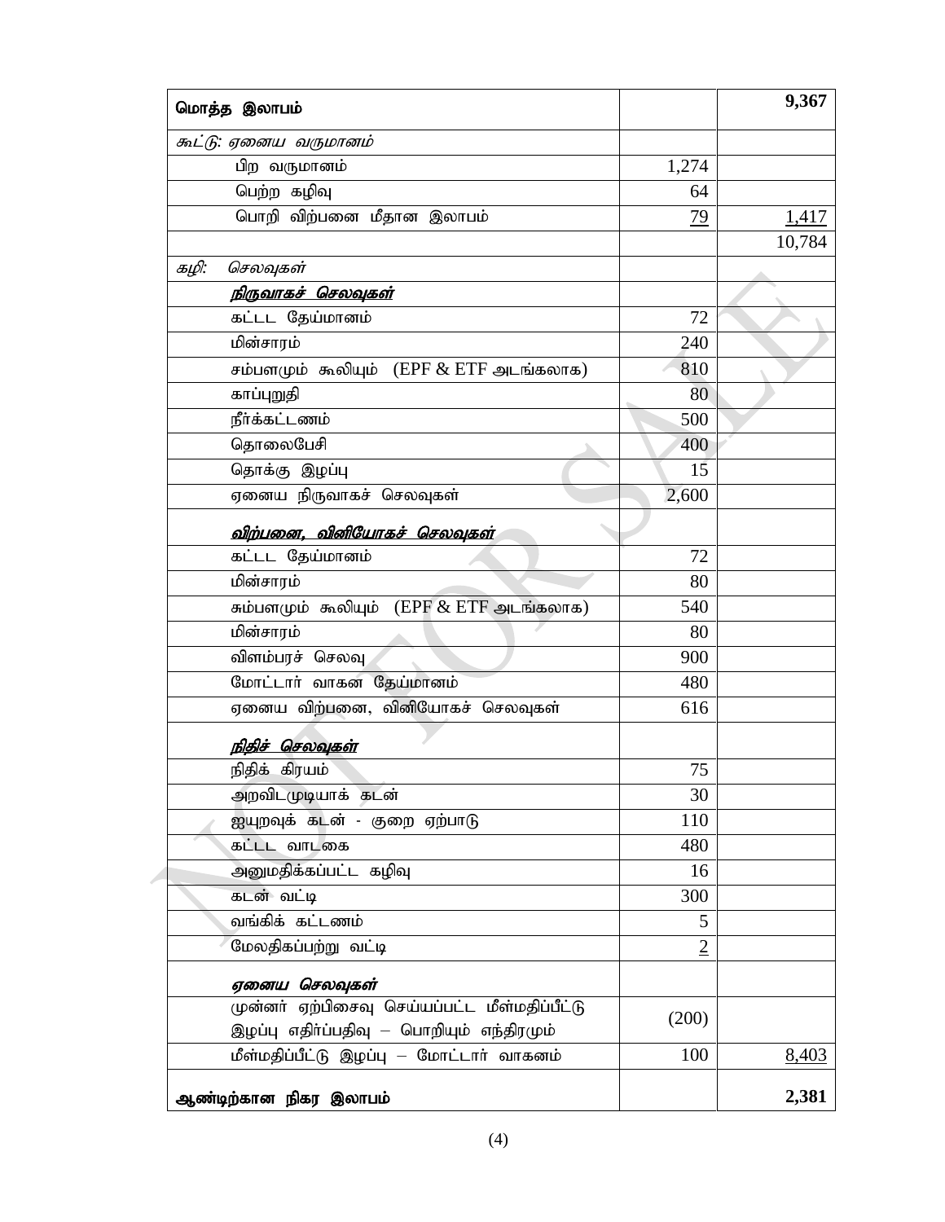| மொத்த இலாபம் | | **9,367** |
|---|---|---|
| *கூட்டு: ஏனைய வருமானம்* | | |
| பிற வருமானம் | 1,274 | |
| பெற்ற கழிவு | 64 | |
| பொறி விற்பனை மீதான இலாபம் | 79 | 1,417 |
| | | 10,784 |
| *கழி: செலவுகள்* | | |
| ***நிருவாகச் செலவுகள்*** | | |
| கட்டட தேய்மானம் | 72 | |
| மின்சாரம் | 240 | |
| சம்பளமும் கூலியும் (EPF & ETF அடங்கலாக) | 810 | |
| காப்புறுதி | 80 | |
| நீர்க்கட்டணம் | 500 | |
| தொலைபேசி | 400 | |
| தொக்கு இழப்பு | 15 | |
| ஏனைய நிருவாகச் செலவுகள் | 2,600 | |
| ***விற்பனை, வினியோகச் செலவுகள்*** | | |
| கட்டட தேய்மானம் | 72 | |
| மின்சாரம் | 80 | |
| சும்பளமும் கூலியும் (EPF & ETF அடங்கலாக) | 540 | |
| மின்சாரம் | 80 | |
| விளம்பரச் செலவு | 900 | |
| மோட்டார் வாகன தேய்மானம் | 480 | |
| ஏனைய விற்பனை, வினியோகச் செலவுகள் | 616 | |
| ***நிதிச் செலவுகள்*** | | |
| நிதிக் கிரயம் | 75 | |
| அறவிடமுடியாக் கடன் | 30 | |
| ஐயுறவுக் கடன் - குறை ஏற்பாடு | 110 | |
| கட்டட வாடகை | 480 | |
| அனுமதிக்கப்பட்ட கழிவு | 16 | |
| கடன் வட்டி | 300 | |
| வங்கிக் கட்டணம் | 5 | |
| மேலதிகப்பற்று வட்டி | 2 | |
| ***ஏனைய செலவுகள்*** | | |
| முன்னர் ஏற்பிசைவு செய்யப்பட்ட மீள்மதிப்பீட்டு இழப்பு எதிர்ப்பதிவு – பொறியும் எந்திரமும் | (200) | |
| மீள்மதிப்பீட்டு இழப்பு – மோட்டார் வாகனம் | 100 | 8,403 |
| **ஆண்டிற்கான நிகர இலாபம்** | | **2,381** |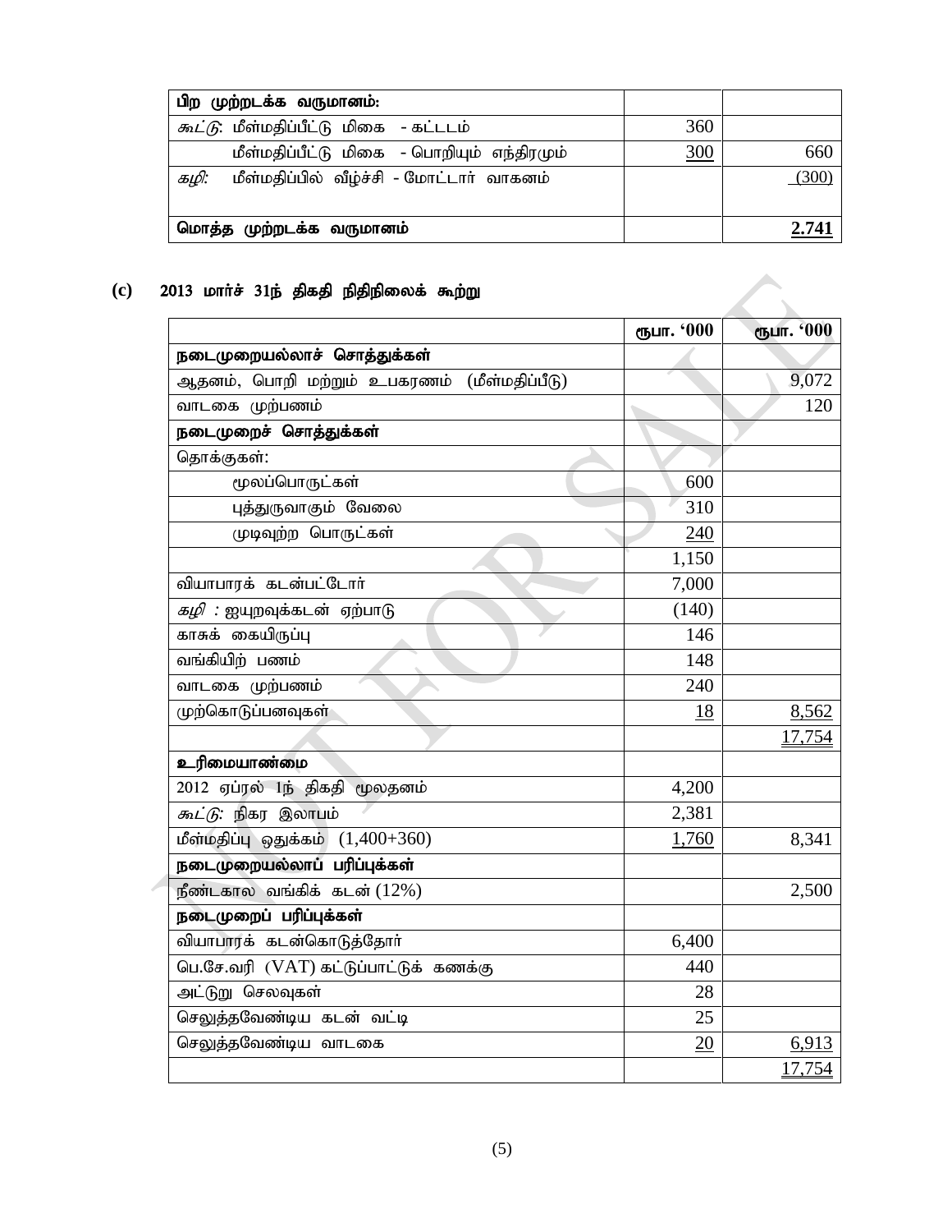| பிற முற்றடக்க வருமானம்: | | |
|---|---|---|
| *கூட்டு*: மீள்மதிப்பீட்டு மிகை - கட்டடம் | 360 | |
| மீள்மதிப்பீட்டு மிகை - பொறியும் எந்திரமும் | 300 | 660 |
| *கழி*: மீள்மதிப்பில் வீழ்ச்சி - மோட்டார் வாகனம் | | (300) |
| **மொத்த முற்றடக்க வருமானம்** | | **2.741** |

**(c) 2013 மார்ச் 31ந் திகதி நிதிநிலைக் கூற்று**

| | ரூபா. '000 | ரூபா. '000 |
|---|---|---|
| **நடைமுறையல்லாச் சொத்துக்கள்** | | |
| ஆதனம், பொறி மற்றும் உபகரணம் (மீள்மதிப்பீடு) | | 9,072 |
| வாடகை முற்பணம் | | 120 |
| **நடைமுறைச் சொத்துக்கள்** | | |
| தொக்குகள்: | | |
| மூலப்பொருட்கள் | 600 | |
| புத்துருவாகும் வேலை | 310 | |
| முடிவுற்ற பொருட்கள் | 240 | |
| | 1,150 | |
| வியாபாரக் கடன்பட்டோர் | 7,000 | |
| *கழி* : ஐயுறவுக்கடன் ஏற்பாடு | (140) | |
| காசுக் கையிருப்பு | 146 | |
| வங்கியிற் பணம் | 148 | |
| வாடகை முற்பணம் | 240 | |
| முற்கொடுப்பனவுகள் | 18 | 8,562 |
| | | 17,754 |
| **உரிமையாண்மை** | | |
| 2012 ஏப்ரல் 1ந் திகதி மூலதனம் | 4,200 | |
| *கூட்டு*: நிகர இலாபம் | 2,381 | |
| மீள்மதிப்பு ஒதுக்கம் (1,400+360) | 1,760 | 8,341 |
| **நடைமுறையல்லாப் பரிப்புக்கள்** | | |
| நீண்டகால வங்கிக் கடன் (12%) | | 2,500 |
| **நடைமுறைப் பரிப்புக்கள்** | | |
| வியாபாரக் கடன்கொடுத்தோர் | 6,400 | |
| பெ.சே.வரி (VAT) கட்டுப்பாட்டுக் கணக்கு | 440 | |
| அட்டுறு செலவுகள் | 28 | |
| செலுத்தவேண்டிய கடன் வட்டி | 25 | |
| செலுத்தவேண்டிய வாடகை | 20 | 6,913 |
| | | 17,754 |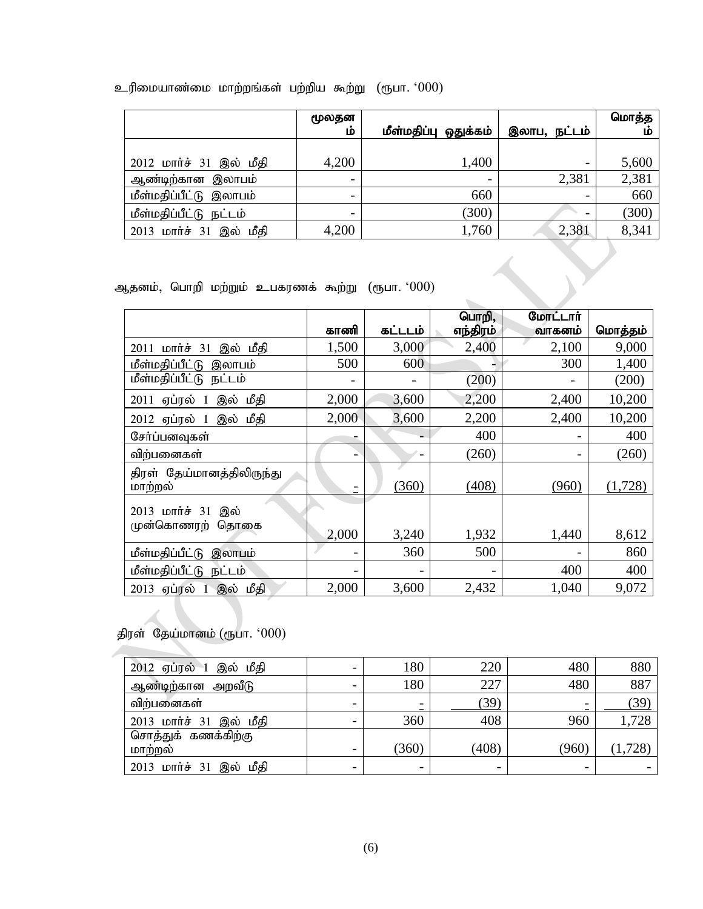உரிமையாண்மை மாற்றங்கள் பற்றிய கூற்று (ரூபா. '000)

| | மூலதனம் | மீள்மதிப்பு ஒதுக்கம் | இலாப, நட்டம் | மொத்தம் |
|---|---|---|---|---|
| 2012 மார்ச் 31 இல் மீதி | 4,200 | 1,400 | - | 5,600 |
| ஆண்டிற்கான இலாபம் | - | - | 2,381 | 2,381 |
| மீள்மதிப்பீட்டு இலாபம் | - | 660 | - | 660 |
| மீள்மதிப்பீட்டு நட்டம் | - | (300) | - | (300) |
| 2013 மார்ச் 31 இல் மீதி | 4,200 | 1,760 | 2,381 | 8,341 |

ஆதனம், பொறி மற்றும் உபகரணக் கூற்று (ரூபா. '000)

| | காணி | கட்டடம் | பொறி, எந்திரம் | மோட்டார் வாகனம் | மொத்தம் |
|---|---|---|---|---|---|
| 2011 மார்ச் 31 இல் மீதி | 1,500 | 3,000 | 2,400 | 2,100 | 9,000 |
| மீள்மதிப்பீட்டு இலாபம் | 500 | 600 | - | 300 | 1,400 |
| மீள்மதிப்பீட்டு நட்டம் | - | - | (200) | - | (200) |
| 2011 ஏப்ரல் 1 இல் மீதி | 2,000 | 3,600 | 2,200 | 2,400 | 10,200 |
| 2012 ஏப்ரல் 1 இல் மீதி | 2,000 | 3,600 | 2,200 | 2,400 | 10,200 |
| சேர்ப்பனவுகள் | - | - | 400 | - | 400 |
| விற்பனைகள் | - | - | (260) | - | (260) |
| திரள் தேய்மானத்திலிருந்து மாற்றல் | - | (360) | (408) | (960) | (1,728) |
| 2013 மார்ச் 31 இல் முன்கொணரற் தொகை | 2,000 | 3,240 | 1,932 | 1,440 | 8,612 |
| மீள்மதிப்பீட்டு இலாபம் | - | 360 | 500 | - | 860 |
| மீள்மதிப்பீட்டு நட்டம் | - | - | - | 400 | 400 |
| 2013 ஏப்ரல் 1 இல் மீதி | 2,000 | 3,600 | 2,432 | 1,040 | 9,072 |

திரள் தேய்மானம் (ரூபா. '000)

| | | | | | |
|---|---|---|---|---|---|
| 2012 ஏப்ரல் 1 இல் மீதி | - | 180 | 220 | 480 | 880 |
| ஆண்டிற்கான அறவீடு | - | 180 | 227 | 480 | 887 |
| விற்பனைகள் | - | - | (39) | - | (39) |
| 2013 மார்ச் 31 இல் மீதி | - | 360 | 408 | 960 | 1,728 |
| சொத்துக் கணக்கிற்கு மாற்றல் | - | (360) | (408) | (960) | (1,728) |
| 2013 மார்ச் 31 இல் மீதி | - | - | - | - | - |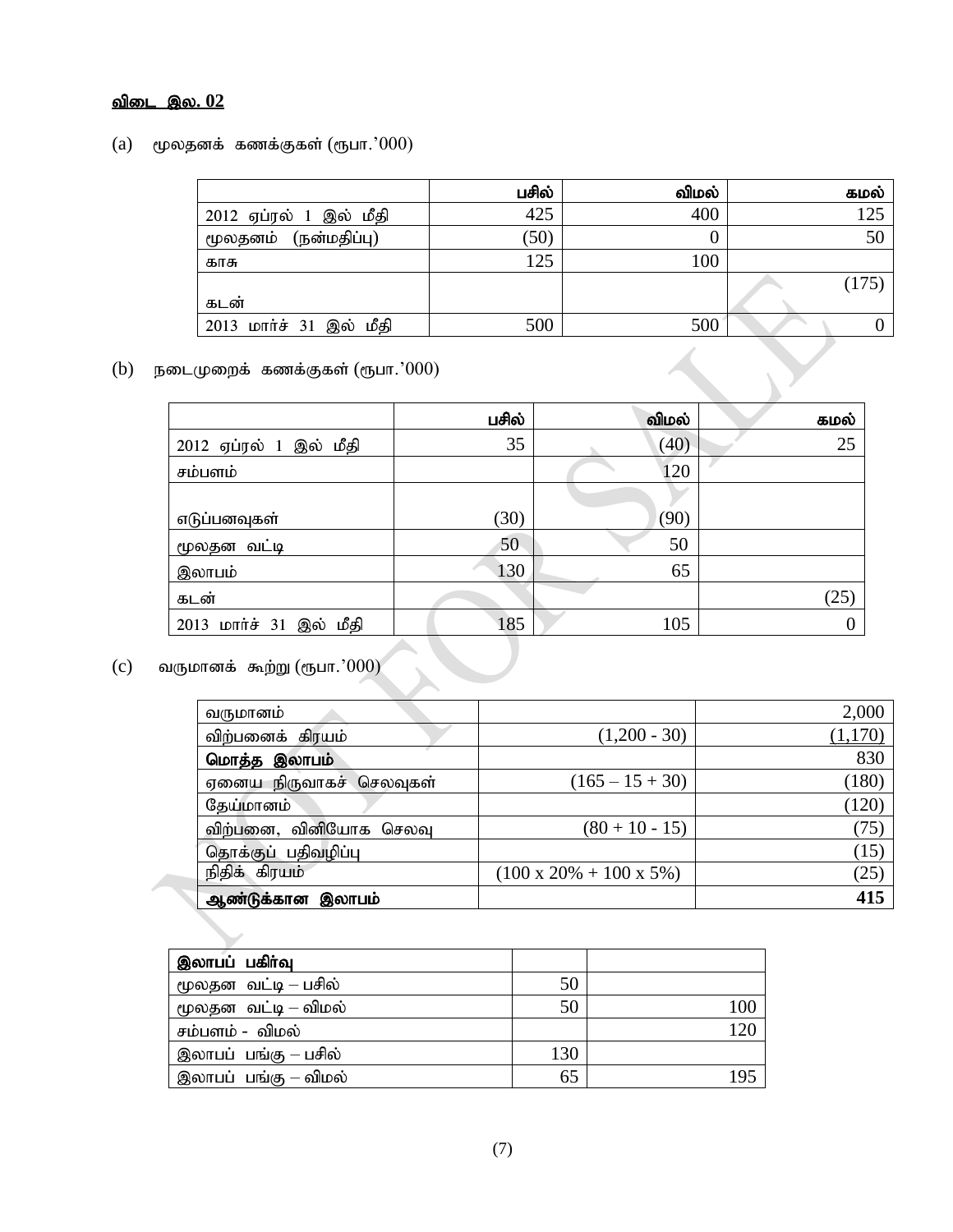**விடை இல. 02**

(a) மூலதனக் கணக்குகள் (ரூபா.'000)

| | பசில் | விமல் | கமல் |
|---|---:|---:|---:|
| 2012 ஏப்ரல் 1 இல் மீதி | 425 | 400 | 125 |
| மூலதனம் (நன்மதிப்பு) | (50) | 0 | 50 |
| காசு | 125 | 100 | |
| கடன் | | | (175) |
| 2013 மார்ச் 31 இல் மீதி | 500 | 500 | 0 |

(b) நடைமுறைக் கணக்குகள் (ரூபா.'000)

| | பசில் | விமல் | கமல் |
|---|---:|---:|---:|
| 2012 ஏப்ரல் 1 இல் மீதி | 35 | (40) | 25 |
| சம்பளம் | | 120 | |
| எடுப்பனவுகள் | (30) | (90) | |
| மூலதன வட்டி | 50 | 50 | |
| இலாபம் | 130 | 65 | |
| கடன் | | | (25) |
| 2013 மார்ச் 31 இல் மீதி | 185 | 105 | 0 |

(c) வருமானக் கூற்று (ரூபா.'000)

| | | |
|---|---:|---:|
| வருமானம் | | 2,000 |
| விற்பனைக் கிரயம் | (1,200 - 30) | (1,170) |
| **மொத்த இலாபம்** | | 830 |
| ஏனைய நிருவாகச் செலவுகள் | (165 – 15 + 30) | (180) |
| தேய்மானம் | | (120) |
| விற்பனை, வினியோக செலவு | (80 + 10 - 15) | (75) |
| தொக்குப் பதிவழிப்பு | | (15) |
| நிதிக் கிரயம் | (100 x 20% + 100 x 5%) | (25) |
| **ஆண்டுக்கான இலாபம்** | | **415** |

| **இலாபப் பகிர்வு** | | |
|---|---:|---:|
| மூலதன வட்டி – பசில் | 50 | |
| மூலதன வட்டி – விமல் | 50 | 100 |
| சம்பளம் - விமல் | | 120 |
| இலாபப் பங்கு – பசில் | 130 | |
| இலாபப் பங்கு – விமல் | 65 | 195 |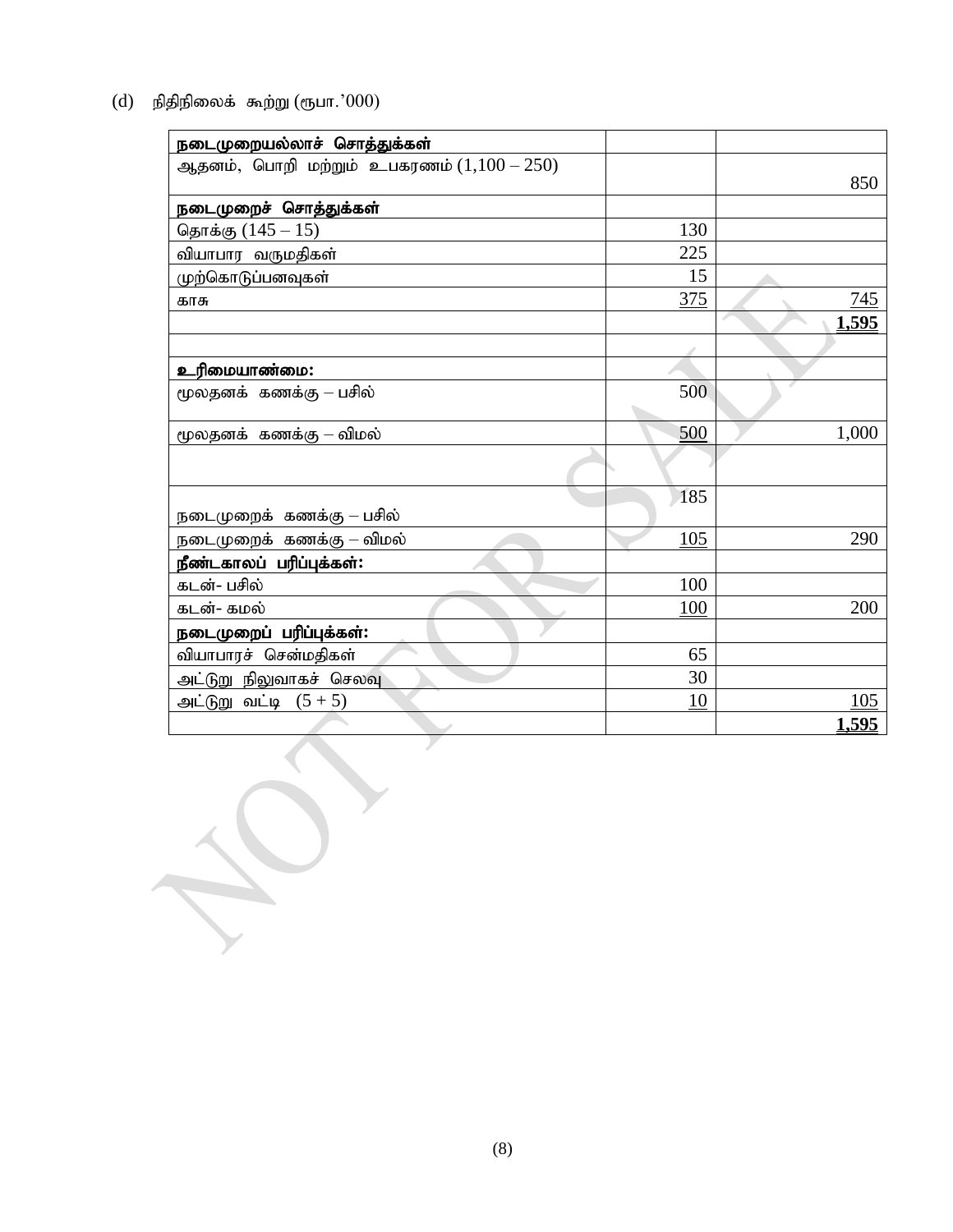(d) நிதிநிலைக் கூற்று (ரூபா.'000)

| நடைமுறையல்லாச் சொத்துக்கள் | | |
|---|---|---|
| ஆதனம், பொறி மற்றும் உபகரணம் (1,100 – 250) | | 850 |
| **நடைமுறைச் சொத்துக்கள்** | | |
| தொக்கு (145 – 15) | 130 | |
| வியாபார வருமதிகள் | 225 | |
| முற்கொடுப்பனவுகள் | 15 | |
| காசு | 375 | 745 |
| | | **1,595** |
| | | |
| **உரிமையாண்மை:** | | |
| மூலதனக் கணக்கு – பசில் | 500 | |
| மூலதனக் கணக்கு – விமல் | 500 | 1,000 |
| | | |
| நடைமுறைக் கணக்கு – பசில் | 185 | |
| நடைமுறைக் கணக்கு – விமல் | 105 | 290 |
| **நீண்டகாலப் பரிப்புக்கள்:** | | |
| கடன்- பசில் | 100 | |
| கடன்- கமல் | 100 | 200 |
| **நடைமுறைப் பரிப்புக்கள்:** | | |
| வியாபாரச் சென்மதிகள் | 65 | |
| அட்டுறு நிலுவாகச் செலவு | 30 | |
| அட்டுறு வட்டி (5 + 5) | 10 | 105 |
| | | **1,595** |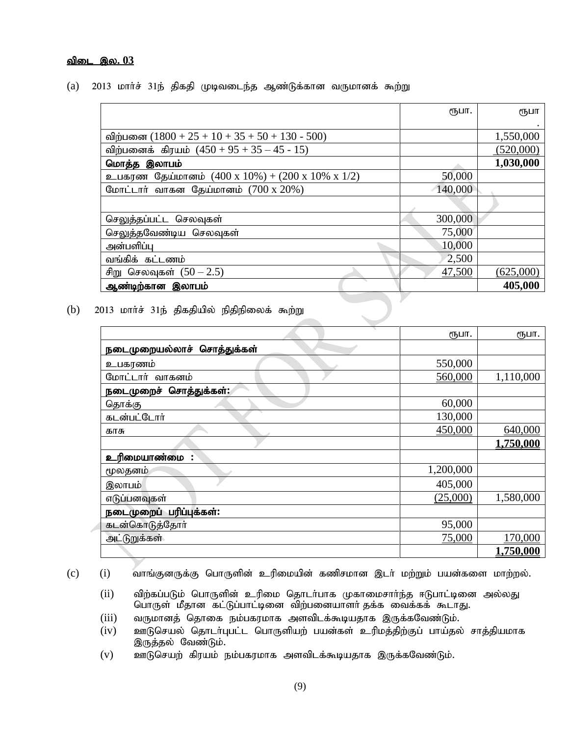**விடை இல. 03**

(a) 2013 மார்ச் 31ந் திகதி முடிவடைந்த ஆண்டுக்கான வருமானக் கூற்று

| | ரூபா. | ரூபா. |
|---|---|---|
| விற்பனை (1800 + 25 + 10 + 35 + 50 + 130 - 500) | | 1,550,000 |
| விற்பனைக் கிரயம் (450 + 95 + 35 – 45 - 15) | | (520,000) |
| **மொத்த இலாபம்** | | **1,030,000** |
| உபகரண தேய்மானம் (400 x 10%) + (200 x 10% x 1/2) | 50,000 | |
| மோட்டார் வாகன தேய்மானம் (700 x 20%) | 140,000 | |
| | | |
| செலுத்தப்பட்ட செலவுகள் | 300,000 | |
| செலுத்தவேண்டிய செலவுகள் | 75,000 | |
| அன்பளிப்பு | 10,000 | |
| வங்கிக் கட்டணம் | 2,500 | |
| சிறு செலவுகள் (50 – 2.5) | 47,500 | (625,000) |
| **ஆண்டிற்கான இலாபம்** | | **405,000** |

(b) 2013 மார்ச் 31ந் திகதியில் நிதிநிலைக் கூற்று

| | ரூபா. | ரூபா. |
|---|---|---|
| **நடைமுறையல்லாச் சொத்துக்கள்** | | |
| உபகரணம் | 550,000 | |
| மோட்டார் வாகனம் | 560,000 | 1,110,000 |
| **நடைமுறைச் சொத்துக்கள்:** | | |
| தொக்கு | 60,000 | |
| கடன்பட்டோர் | 130,000 | |
| காசு | 450,000 | 640,000 |
| | | **1,750,000** |
| **உரிமையாண்மை :** | | |
| மூலதனம் | 1,200,000 | |
| இலாபம் | 405,000 | |
| எடுப்பனவுகள் | (25,000) | 1,580,000 |
| **நடைமுறைப் பரிப்புக்கள்:** | | |
| கடன்கொடுத்தோர் | 95,000 | |
| அட்டுறுக்கள் | 75,000 | 170,000 |
| | | **1,750,000** |

(c)
(i) வாங்குனருக்கு பொருளின் உரிமையின் கணிசமான இடர் மற்றும் பயன்களை மாற்றல்.

(ii) விற்கப்படும் பொருளின் உரிமை தொடர்பாக முகாமைசார்ந்த ஈடுபாட்டினை அல்லது பொருள் மீதான கட்டுப்பாட்டினை விற்பனையாளர் தக்க வைக்கக் கூடாது.

(iii) வருமானத் தொகை நம்பகரமாக அளவிடக்கூடியதாக இருக்கவேண்டும்.

(iv) ஊடுசெயல் தொடர்புபட்ட பொருளியற் பயன்கள் உரிமத்திற்குப் பாய்தல் சாத்தியமாக இருத்தல் வேண்டும்.

(v) ஊடுசெயற் கிரயம் நம்பகரமாக அளவிடக்கூடியதாக இருக்கவேண்டும்.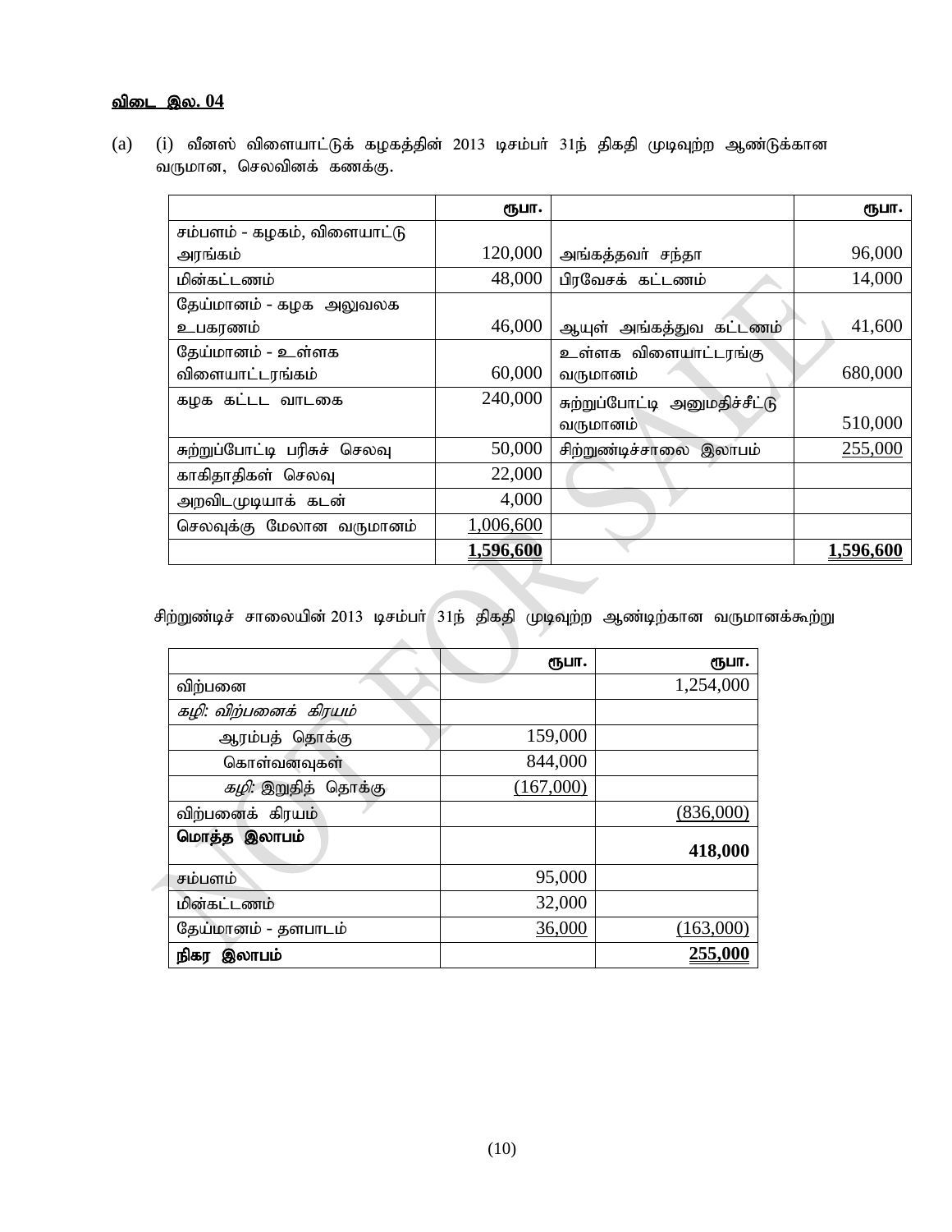**விடை இல. 04**

(a) (i) வீனஸ் விளையாட்டுக் கழகத்தின் 2013 டிசம்பர் 31ந் திகதி முடிவுற்ற ஆண்டுக்கான வருமான, செலவினக் கணக்கு.

| | ரூபா. | | ரூபா. |
|---|---|---|---|
| சம்பளம் - கழகம், விளையாட்டு அரங்கம் | 120,000 | அங்கத்தவர் சந்தா | 96,000 |
| மின்கட்டணம் | 48,000 | பிரவேசக் கட்டணம் | 14,000 |
| தேய்மானம் - கழக அலுவலக உபகரணம் | 46,000 | ஆயுள் அங்கத்துவ கட்டணம் | 41,600 |
| தேய்மானம் - உள்ளக விளையாட்டரங்கம் | 60,000 | உள்ளக விளையாட்டரங்கு வருமானம் | 680,000 |
| கழக கட்டட வாடகை | 240,000 | சுற்றுப்போட்டி அனுமதிச்சீட்டு வருமானம் | 510,000 |
| சுற்றுப்போட்டி பரிசுச் செலவு | 50,000 | சிற்றுண்டிச்சாலை இலாபம் | 255,000 |
| காகிதாதிகள் செலவு | 22,000 | | |
| அறவிடமுடியாக் கடன் | 4,000 | | |
| செலவுக்கு மேலான வருமானம் | 1,006,600 | | |
| | **1,596,600** | | **1,596,600** |

சிற்றுண்டிச் சாலையின் 2013 டிசம்பர் 31ந் திகதி முடிவுற்ற ஆண்டிற்கான வருமானக்கூற்று

| | ரூபா. | ரூபா. |
|---|---|---|
| விற்பனை | | 1,254,000 |
| *கழி: விற்பனைக் கிரயம்* | | |
| ஆரம்பத் தொக்கு | 159,000 | |
| கொள்வனவுகள் | 844,000 | |
| *கழி:* இறுதித் தொக்கு | (167,000) | |
| விற்பனைக் கிரயம் | | (836,000) |
| **மொத்த இலாபம்** | | **418,000** |
| சம்பளம் | 95,000 | |
| மின்கட்டணம் | 32,000 | |
| தேய்மானம் - தளபாடம் | 36,000 | (163,000) |
| **நிகர இலாபம்** | | **255,000** |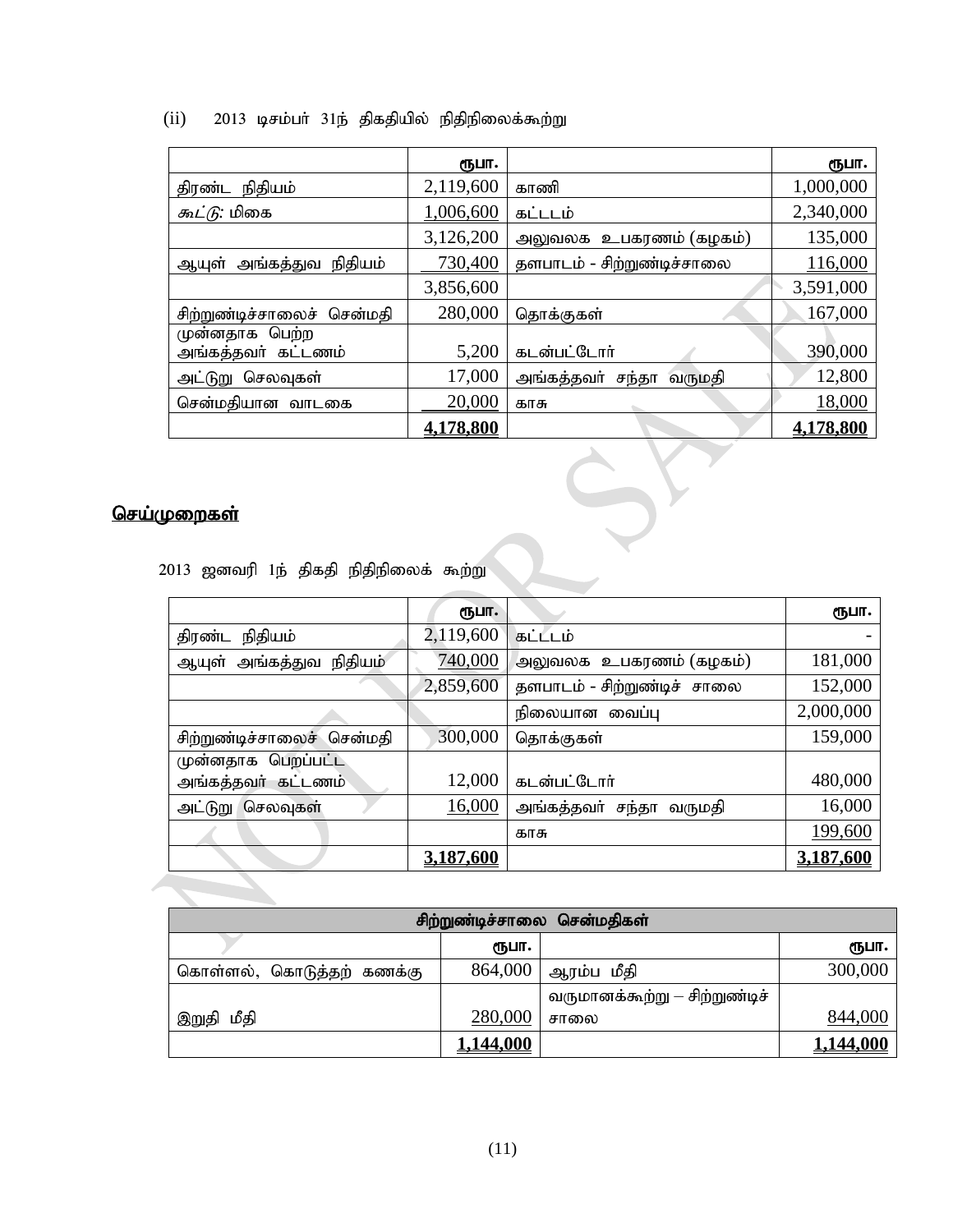(ii) 2013 டிசம்பர் 31ந் திகதியில் நிதிநிலைக்கூற்று

| | ரூபா. | | ரூபா. |
|---|---|---|---|
| திரண்ட நிதியம் | 2,119,600 | காணி | 1,000,000 |
| *கூட்டு:* மிகை | 1,006,600 | கட்டடம் | 2,340,000 |
| | 3,126,200 | அலுவலக உபகரணம் (கழகம்) | 135,000 |
| ஆயுள் அங்கத்துவ நிதியம் | 730,400 | தளபாடம் - சிற்றுண்டிச்சாலை | 116,000 |
| | 3,856,600 | | 3,591,000 |
| சிற்றுண்டிச்சாலைச் சென்மதி | 280,000 | தொக்குகள் | 167,000 |
| முன்னதாக பெற்ற அங்கத்தவர் கட்டணம் | 5,200 | கடன்பட்டோர் | 390,000 |
| அட்டுறு செலவுகள் | 17,000 | அங்கத்தவர் சந்தா வருமதி | 12,800 |
| சென்மதியான வாடகை | 20,000 | காசு | 18,000 |
| | **4,178,800** | | **4,178,800** |

## செய்முறைகள்

2013 ஜனவரி 1ந் திகதி நிதிநிலைக் கூற்று

| | ரூபா. | | ரூபா. |
|---|---|---|---|
| திரண்ட நிதியம் | 2,119,600 | கட்டடம் | - |
| ஆயுள் அங்கத்துவ நிதியம் | 740,000 | அலுவலக உபகரணம் (கழகம்) | 181,000 |
| | 2,859,600 | தளபாடம் - சிற்றுண்டிச் சாலை | 152,000 |
| | | நிலையான வைப்பு | 2,000,000 |
| சிற்றுண்டிச்சாலைச் சென்மதி | 300,000 | தொக்குகள் | 159,000 |
| முன்னதாக பெறப்பட்ட அங்கத்தவர் கட்டணம் | 12,000 | கடன்பட்டோர் | 480,000 |
| அட்டுறு செலவுகள் | 16,000 | அங்கத்தவர் சந்தா வருமதி | 16,000 |
| | | காசு | 199,600 |
| | **3,187,600** | | **3,187,600** |

| சிற்றுண்டிச்சாலை சென்மதிகள் | | | |
|---|---|---|---|
| | ரூபா. | | ரூபா. |
| கொள்ளல், கொடுத்தற் கணக்கு | 864,000 | ஆரம்ப மீதி | 300,000 |
| இறுதி மீதி | 280,000 | வருமானக்கூற்று – சிற்றுண்டிச் சாலை | 844,000 |
| | **1,144,000** | | **1,144,000** |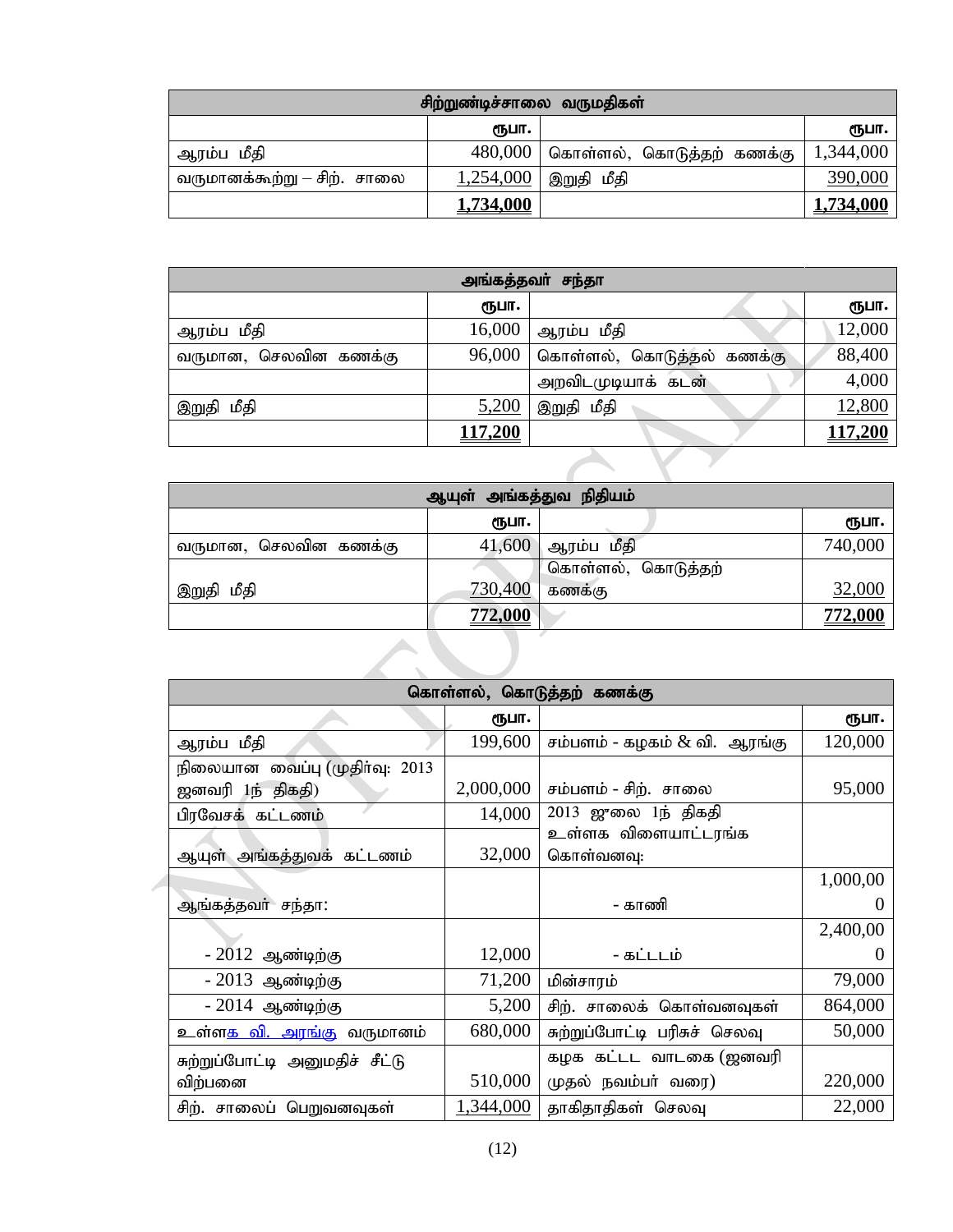| சிற்றுண்டிச்சாலை வருமதிகள் | | | |
|---|---|---|---|
| | ரூபா. | | ரூபா. |
| ஆரம்ப மீதி | 480,000 | கொள்ளல், கொடுத்தற் கணக்கு | 1,344,000 |
| வருமானக்கூற்று – சிற். சாலை | 1,254,000 | இறுதி மீதி | 390,000 |
| | **1,734,000** | | **1,734,000** |

| அங்கத்தவர் சந்தா | | | |
|---|---|---|---|
| | ரூபா. | | ரூபா. |
| ஆரம்ப மீதி | 16,000 | ஆரம்ப மீதி | 12,000 |
| வருமான, செலவின கணக்கு | 96,000 | கொள்ளல், கொடுத்தல் கணக்கு | 88,400 |
| | | அறவிடமுடியாக் கடன் | 4,000 |
| இறுதி மீதி | 5,200 | இறுதி மீதி | 12,800 |
| | **117,200** | | **117,200** |

| ஆயுள் அங்கத்துவ நிதியம் | | | |
|---|---|---|---|
| | ரூபா. | | ரூபா. |
| வருமான, செலவின கணக்கு | 41,600 | ஆரம்ப மீதி | 740,000 |
| இறுதி மீதி | 730,400 | கொள்ளல், கொடுத்தற் கணக்கு | 32,000 |
| | **772,000** | | **772,000** |

| கொள்ளல், கொடுத்தற் கணக்கு | | | |
|---|---|---|---|
| | ரூபா. | | ரூபா. |
| ஆரம்ப மீதி | 199,600 | சம்பளம் - கழகம் & வி. ஆரங்கு | 120,000 |
| நிலையான வைப்பு (முதிர்வு: 2013 ஜனவரி 1ந் திகதி) | 2,000,000 | சம்பளம் - சிற். சாலை | 95,000 |
| பிரவேசக் கட்டணம் | 14,000 | 2013 ஜுலை 1ந் திகதி உள்ளக விளையாட்டரங்க கொள்வனவு: | |
| ஆயுள் அங்கத்துவக் கட்டணம் | 32,000 | | |
| ஆங்கத்தவர் சந்தா: | | - காணி | 1,000,000 |
| - 2012 ஆண்டிற்கு | 12,000 | - கட்டடம் | 2,400,000 |
| - 2013 ஆண்டிற்கு | 71,200 | மின்சாரம் | 79,000 |
| - 2014 ஆண்டிற்கு | 5,200 | சிற். சாலைக் கொள்வனவுகள் | 864,000 |
| உள்ளக வி. அரங்கு வருமானம் | 680,000 | சுற்றுப்போட்டி பரிசுச் செலவு | 50,000 |
| சுற்றுப்போட்டி அனுமதிச் சீட்டு விற்பனை | 510,000 | கழக கட்டட வாடகை (ஜனவரி முதல் நவம்பர் வரை) | 220,000 |
| சிற். சாலைப் பெறுவனவுகள் | 1,344,000 | தாகிதாதிகள் செலவு | 22,000 |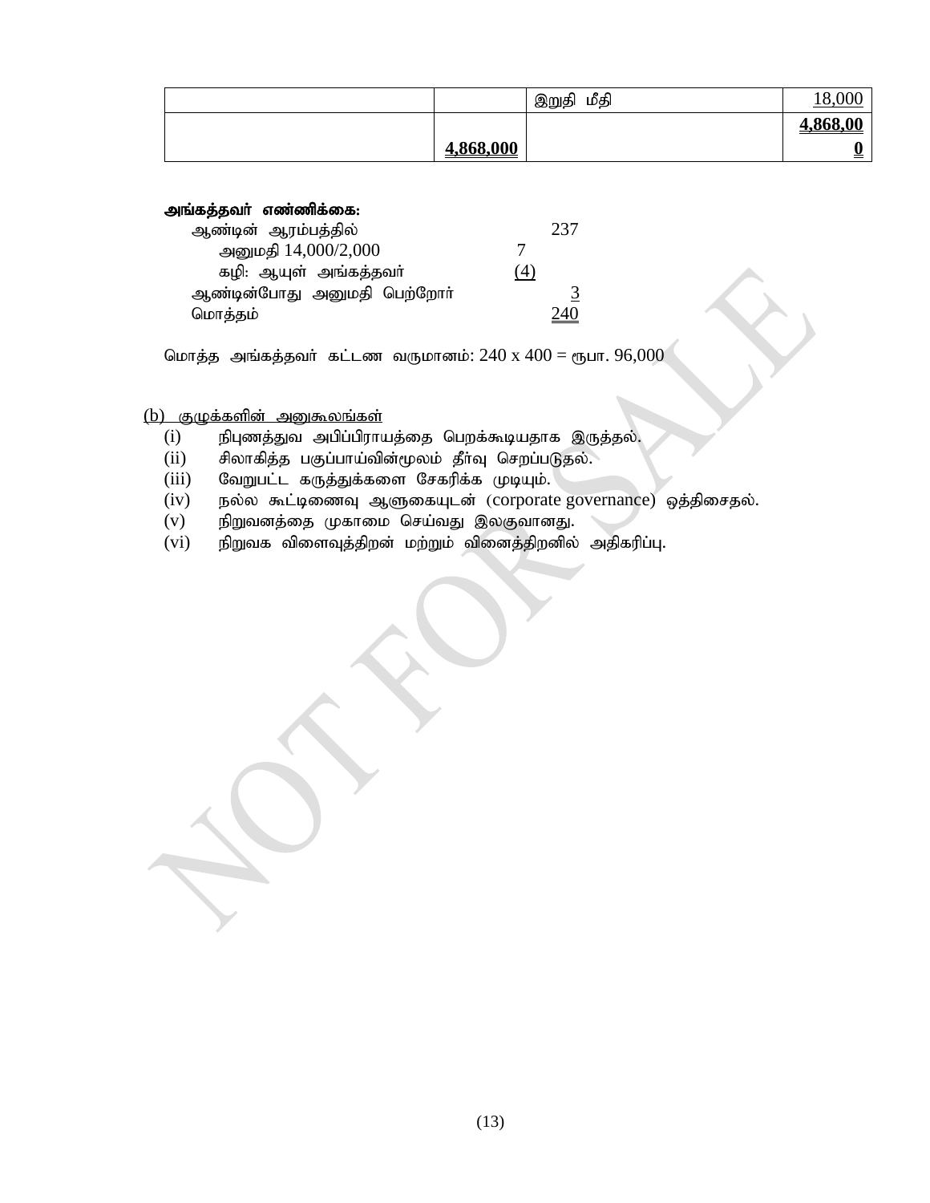| | | இறுதி மீதி | 18,000 |
|---|---|---|---|
| | 4,868,000 | | 4,868,000 |

**அங்கத்தவர் எண்ணிக்கை:**

| | | |
|---|---|---|
| ஆண்டின் ஆரம்பத்தில் | | 237 |
| அனுமதி 14,000/2,000 | 7 | |
| கழி: ஆயுள் அங்கத்தவர் | (4) | |
| ஆண்டின்போது அனுமதி பெற்றோர் | | 3 |
| மொத்தம் | | 240 |

மொத்த அங்கத்தவர் கட்டண வருமானம்: 240 x 400 = ரூபா. 96,000

(b) குழுக்களின் அனுகூலங்கள்

(i) நிபுணத்துவ அபிப்பிராயத்தை பெறக்கூடியதாக இருத்தல்.
(ii) சிலாகித்த பகுப்பாய்வின்மூலம் தீர்வு செறப்படுதல்.
(iii) வேறுபட்ட கருத்துக்களை சேகரிக்க முடியும்.
(iv) நல்ல கூட்டிணைவு ஆளுகையுடன் (corporate governance) ஒத்திசைதல்.
(v) நிறுவனத்தை முகாமை செய்வது இலகுவானது.
(vi) நிறுவக விளைவுத்திறன் மற்றும் வினைத்திறனில் அதிகரிப்பு.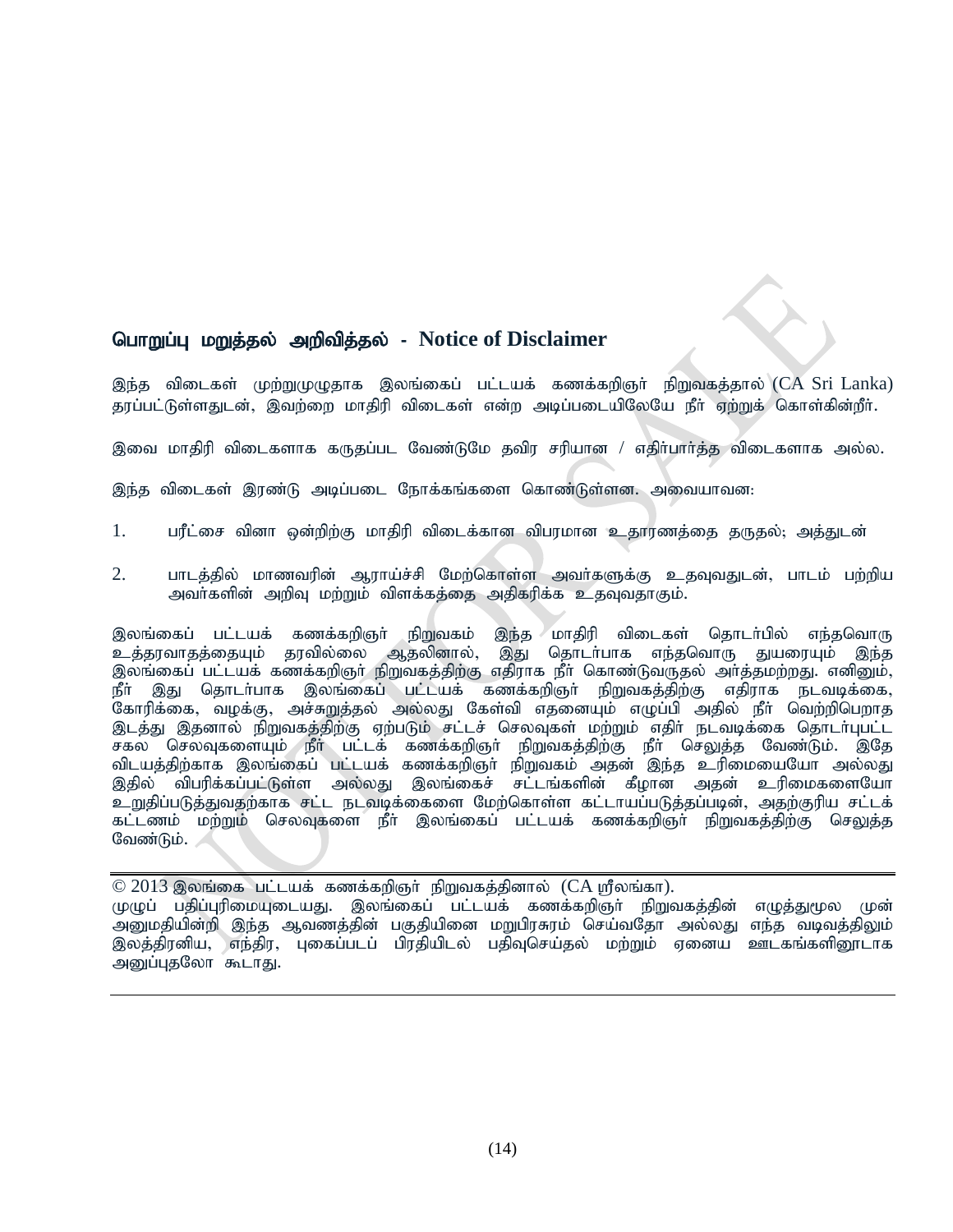## பொறுப்பு மறுத்தல் அறிவித்தல் - Notice of Disclaimer

இந்த விடைகள் முற்றுமுழுதாக இலங்கைப் பட்டயக் கணக்கறிஞர் நிறுவகத்தால் (CA Sri Lanka) தரப்பட்டுள்ளதுடன், இவற்றை மாதிரி விடைகள் என்ற அடிப்படையிலேயே நீர் ஏற்றுக் கொள்கின்றீர்.

இவை மாதிரி விடைகளாக கருதப்பட வேண்டுமே தவிர சரியான / எதிர்பார்த்த விடைகளாக அல்ல.

இந்த விடைகள் இரண்டு அடிப்படை நோக்கங்களை கொண்டுள்ளன. அவையாவன:

1. பரீட்சை வினா ஒன்றிற்கு மாதிரி விடைக்கான விபரமான உதாரணத்தை தருதல்; அத்துடன்

2. பாடத்தில் மாணவரின் ஆராய்ச்சி மேற்கொள்ள அவர்களுக்கு உதவுவதுடன், பாடம் பற்றிய அவர்களின் அறிவு மற்றும் விளக்கத்தை அதிகரிக்க உதவுவதாகும்.

இலங்கைப் பட்டயக் கணக்கறிஞர் நிறுவகம் இந்த மாதிரி விடைகள் தொடர்பில் எந்தவொரு உத்தரவாதத்தையும் தரவில்லை ஆதலினால், இது தொடர்பாக எந்தவொரு துயரையும் இந்த இலங்கைப் பட்டயக் கணக்கறிஞர் நிறுவகத்திற்கு எதிராக நீர் கொண்டுவருதல் அர்த்தமற்றது. எனினும், நீர் இது தொடர்பாக இலங்கைப் பட்டயக் கணக்கறிஞர் நிறுவகத்திற்கு எதிராக நடவடிக்கை, கோரிக்கை, வழக்கு, அச்சுறுத்தல் அல்லது கேள்வி எதனையும் எழுப்பி அதில் நீர் வெற்றிபெறாத இடத்து இதனால் நிறுவகத்திற்கு ஏற்படும் சட்டச் செலவுகள் மற்றும் எதிர் நடவடிக்கை தொடர்புபட்ட சகல செலவுகளையும் நீர் பட்டக் கணக்கறிஞர் நிறுவகத்திற்கு நீர் செலுத்த வேண்டும். இதே விடயத்திற்காக இலங்கைப் பட்டயக் கணக்கறிஞர் நிறுவகம் அதன் இந்த உரிமையையோ அல்லது இதில் விபரிக்கப்பட்டுள்ள அல்லது இலங்கைச் சட்டங்களின் கீழான அதன் உரிமைகளையோ உறுதிப்படுத்துவதற்காக சட்ட நடவடிக்கைளை மேற்கொள்ள கட்டாயப்படுத்தப்படின், அதற்குரிய சட்டக் கட்டணம் மற்றும் செலவுகளை நீர் இலங்கைப் பட்டயக் கணக்கறிஞர் நிறுவகத்திற்கு செலுத்த வேண்டும்.

---

© 2013 இலங்கை பட்டயக் கணக்கறிஞர் நிறுவகத்தினால் (CA ஸ்ரீலங்கா).
முழுப் பதிப்புரிமையுடையது. இலங்கைப் பட்டயக் கணக்கறிஞர் நிறுவகத்தின் எழுத்துமூல முன் அனுமதியின்றி இந்த ஆவணத்தின் பகுதியினை மறுபிரசுரம் செய்வதோ அல்லது எந்த வடிவத்திலும் இலத்திரனிய, எந்திர, புகைப்படப் பிரதியிடல் பதிவுசெய்தல் மற்றும் ஏனைய ஊடகங்களினூடாக அனுப்புதலோ கூடாது.

---